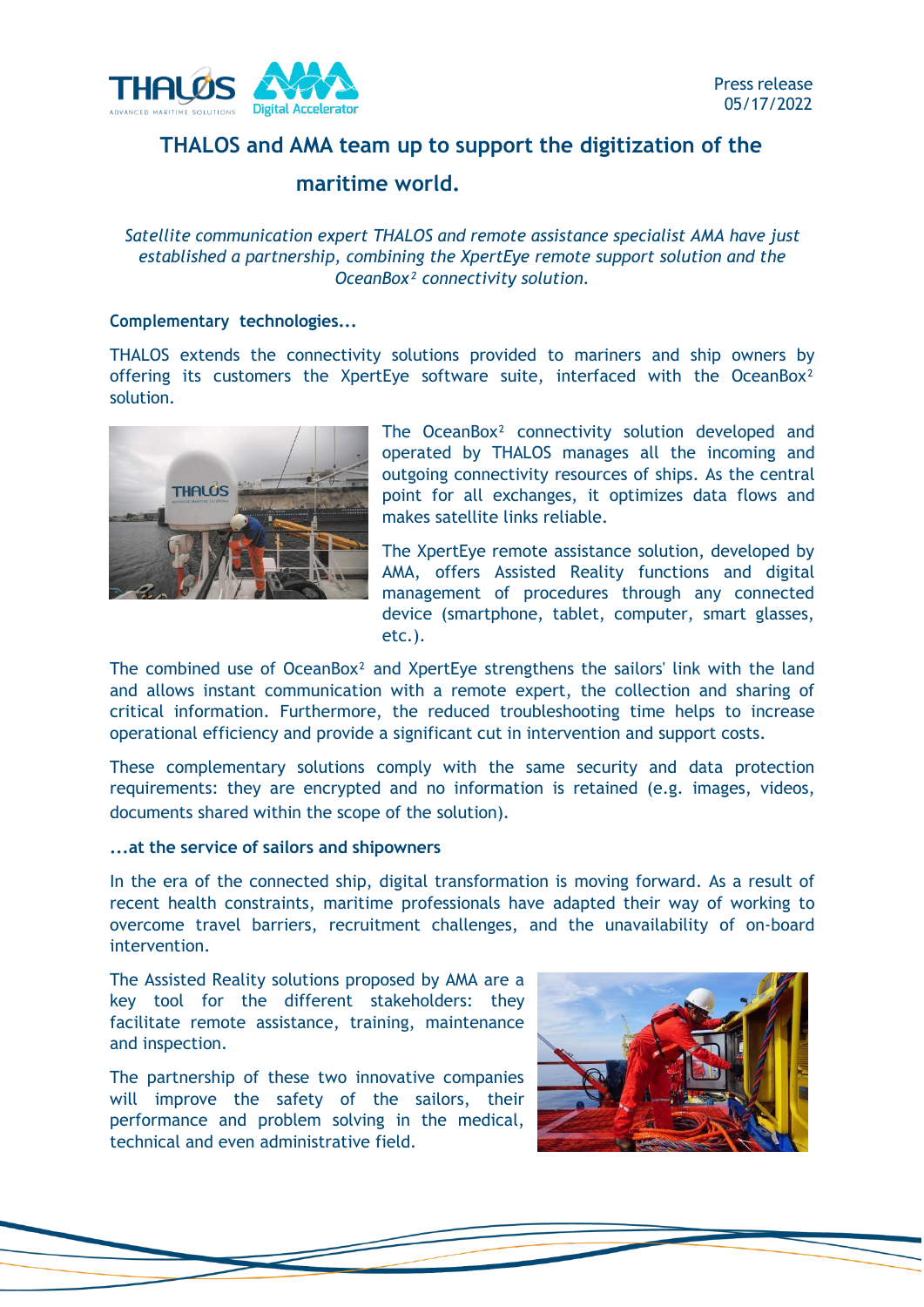Press release
05/17/2022

# THALOS and AMA team up to support the digitization of the maritime world.

*Satellite communication expert THALOS and remote assistance specialist AMA have just established a partnership, combining the XpertEye remote support solution and the OceanBox² connectivity solution.*

### Complementary technologies...

THALOS extends the connectivity solutions provided to mariners and ship owners by offering its customers the XpertEye software suite, interfaced with the OceanBox² solution.

The OceanBox² connectivity solution developed and operated by THALOS manages all the incoming and outgoing connectivity resources of ships. As the central point for all exchanges, it optimizes data flows and makes satellite links reliable.

The XpertEye remote assistance solution, developed by AMA, offers Assisted Reality functions and digital management of procedures through any connected device (smartphone, tablet, computer, smart glasses, etc.).

The combined use of OceanBox² and XpertEye strengthens the sailors' link with the land and allows instant communication with a remote expert, the collection and sharing of critical information. Furthermore, the reduced troubleshooting time helps to increase operational efficiency and provide a significant cut in intervention and support costs.

These complementary solutions comply with the same security and data protection requirements: they are encrypted and no information is retained (e.g. images, videos, documents shared within the scope of the solution).

### ...at the service of sailors and shipowners

In the era of the connected ship, digital transformation is moving forward. As a result of recent health constraints, maritime professionals have adapted their way of working to overcome travel barriers, recruitment challenges, and the unavailability of on-board intervention.

The Assisted Reality solutions proposed by AMA are a key tool for the different stakeholders: they facilitate remote assistance, training, maintenance and inspection.

The partnership of these two innovative companies will improve the safety of the sailors, their performance and problem solving in the medical, technical and even administrative field.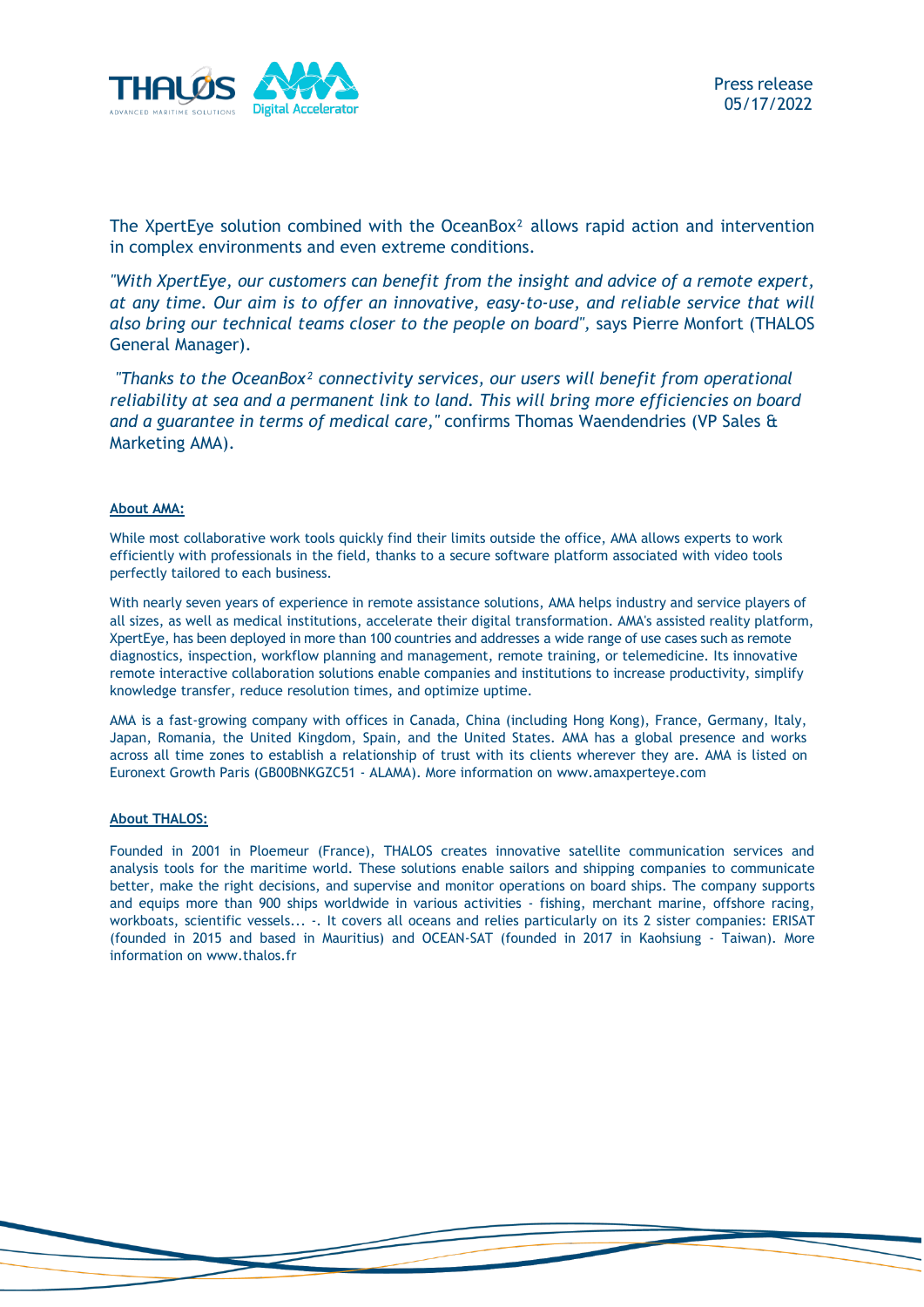The XpertEye solution combined with the OceanBox² allows rapid action and intervention in complex environments and even extreme conditions.

*"With XpertEye, our customers can benefit from the insight and advice of a remote expert, at any time. Our aim is to offer an innovative, easy-to-use, and reliable service that will also bring our technical teams closer to the people on board",* says Pierre Monfort (THALOS General Manager).

*"Thanks to the OceanBox² connectivity services, our users will benefit from operational reliability at sea and a permanent link to land. This will bring more efficiencies on board and a guarantee in terms of medical care,"* confirms Thomas Waendendries (VP Sales & Marketing AMA).

**About AMA:**

While most collaborative work tools quickly find their limits outside the office, AMA allows experts to work efficiently with professionals in the field, thanks to a secure software platform associated with video tools perfectly tailored to each business.

With nearly seven years of experience in remote assistance solutions, AMA helps industry and service players of all sizes, as well as medical institutions, accelerate their digital transformation. AMA's assisted reality platform, XpertEye, has been deployed in more than 100 countries and addresses a wide range of use cases such as remote diagnostics, inspection, workflow planning and management, remote training, or telemedicine. Its innovative remote interactive collaboration solutions enable companies and institutions to increase productivity, simplify knowledge transfer, reduce resolution times, and optimize uptime.

AMA is a fast-growing company with offices in Canada, China (including Hong Kong), France, Germany, Italy, Japan, Romania, the United Kingdom, Spain, and the United States. AMA has a global presence and works across all time zones to establish a relationship of trust with its clients wherever they are. AMA is listed on Euronext Growth Paris (GB00BNKGZC51 - ALAMA). More information on www.amaxperteye.com

**About THALOS:**

Founded in 2001 in Ploemeur (France), THALOS creates innovative satellite communication services and analysis tools for the maritime world. These solutions enable sailors and shipping companies to communicate better, make the right decisions, and supervise and monitor operations on board ships. The company supports and equips more than 900 ships worldwide in various activities - fishing, merchant marine, offshore racing, workboats, scientific vessels... -. It covers all oceans and relies particularly on its 2 sister companies: ERISAT (founded in 2015 and based in Mauritius) and OCEAN-SAT (founded in 2017 in Kaohsiung - Taiwan). More information on www.thalos.fr